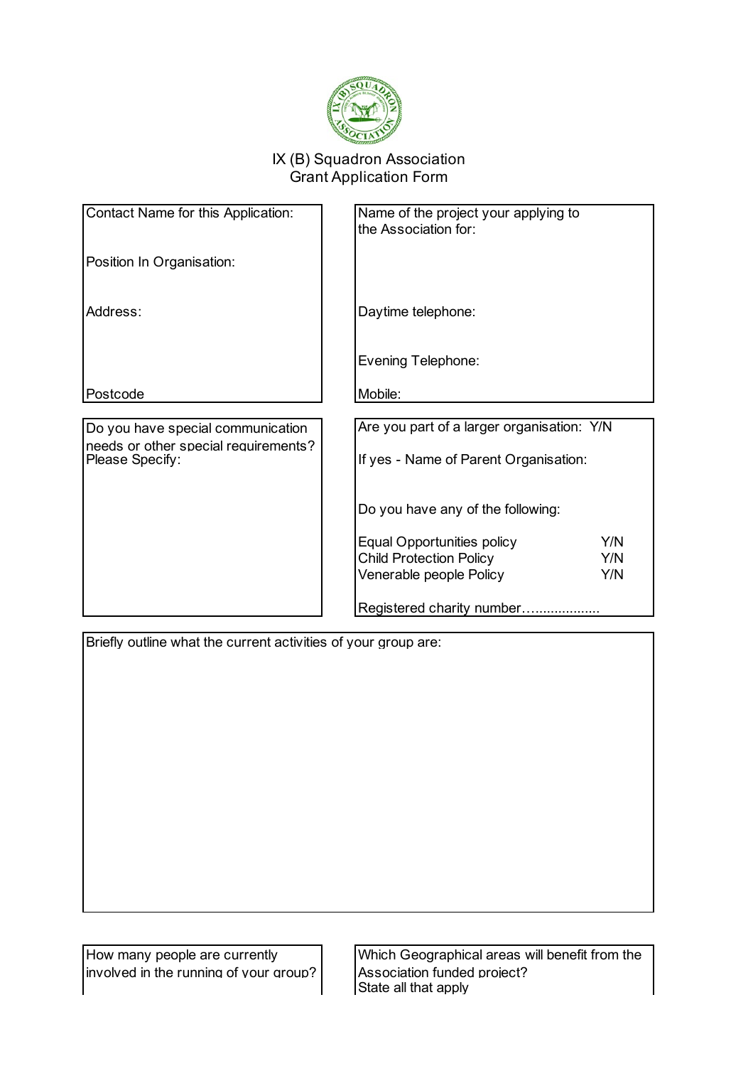# IX (B) Squadron Association
## Grant Application Form

Contact Name for this Application:

Position In Organisation:

Address:

Postcode

Name of the project your applying to the Association for:

Daytime telephone:

Evening Telephone:

Mobile:

Do you have special communication needs or other special requirements? Please Specify:

Are you part of a larger organisation: Y/N

If yes - Name of Parent Organisation:

Do you have any of the following:

| | |
|---|---|
| Equal Opportunities policy | Y/N |
| Child Protection Policy | Y/N |
| Venerable people Policy | Y/N |

Registered charity number…..................

Briefly outline what the current activities of your group are:

How many people are currently involved in the running of your group?

Which Geographical areas will benefit from the Association funded project?
State all that apply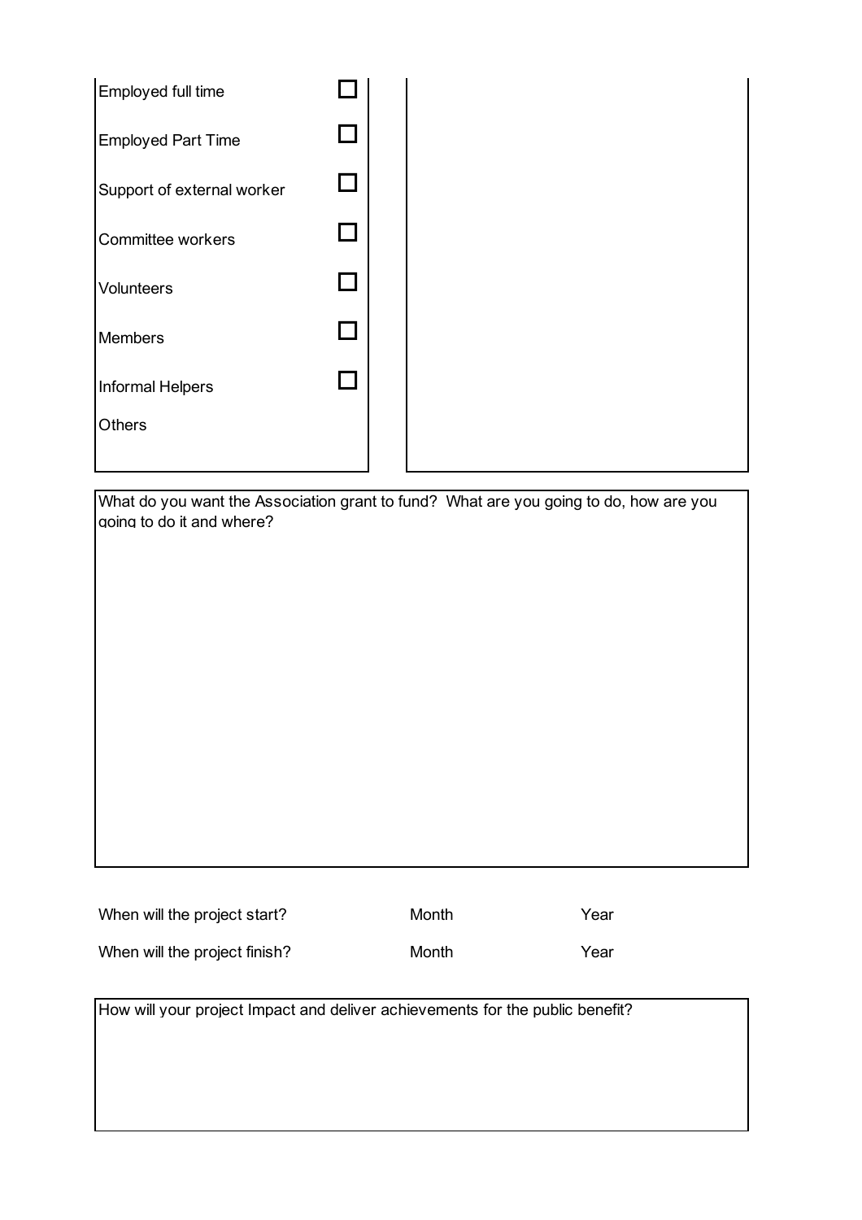- [ ] Employed full time
- [ ] Employed Part Time
- [ ] Support of external worker
- [ ] Committee workers
- [ ] Volunteers
- [ ] Members
- [ ] Informal Helpers

Others

What do you want the Association grant to fund? What are you going to do, how are you going to do it and where?

| | | |
|---|---|---|
| When will the project start? | Month | Year |
| When will the project finish? | Month | Year |

How will your project Impact and deliver achievements for the public benefit?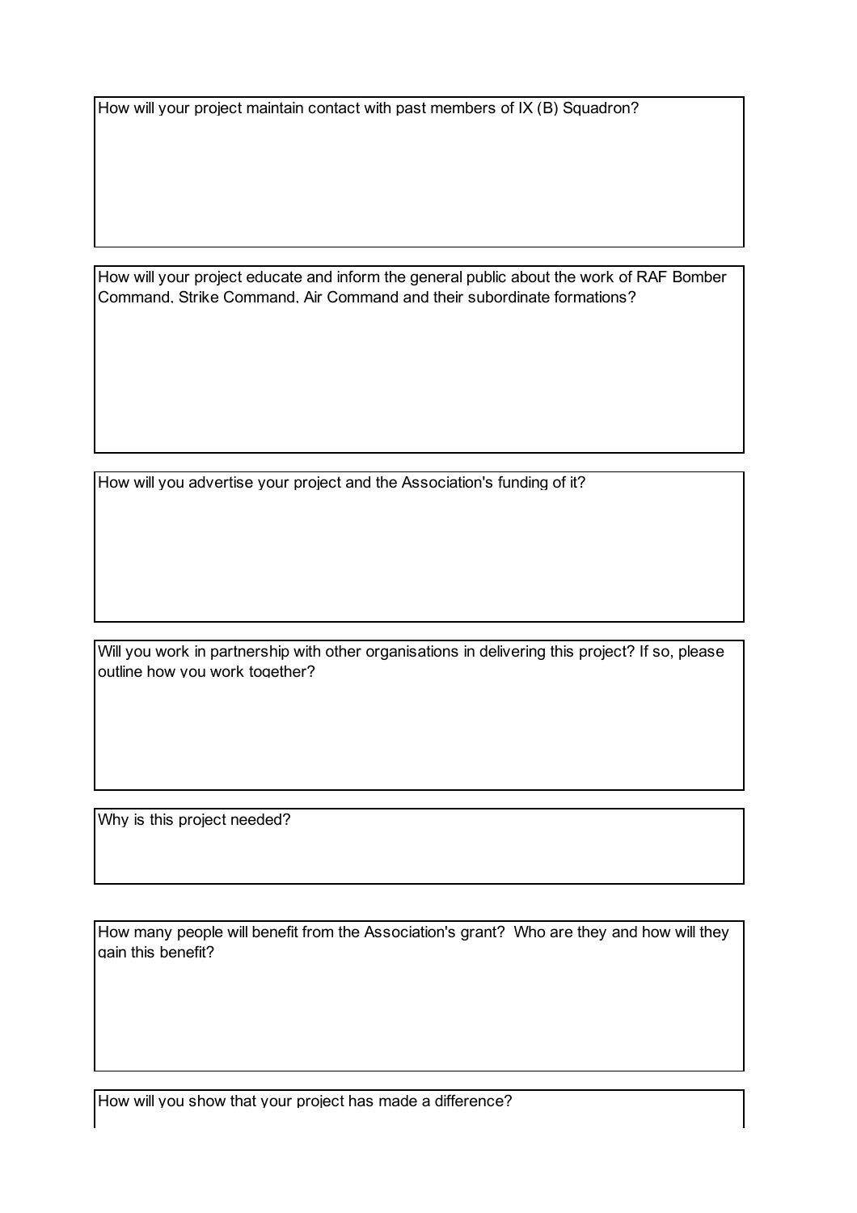How will your project maintain contact with past members of IX (B) Squadron?

How will your project educate and inform the general public about the work of RAF Bomber Command, Strike Command, Air Command and their subordinate formations?

How will you advertise your project and the Association's funding of it?

Will you work in partnership with other organisations in delivering this project? If so, please outline how you work together?

Why is this project needed?

How many people will benefit from the Association's grant? Who are they and how will they gain this benefit?

How will you show that your project has made a difference?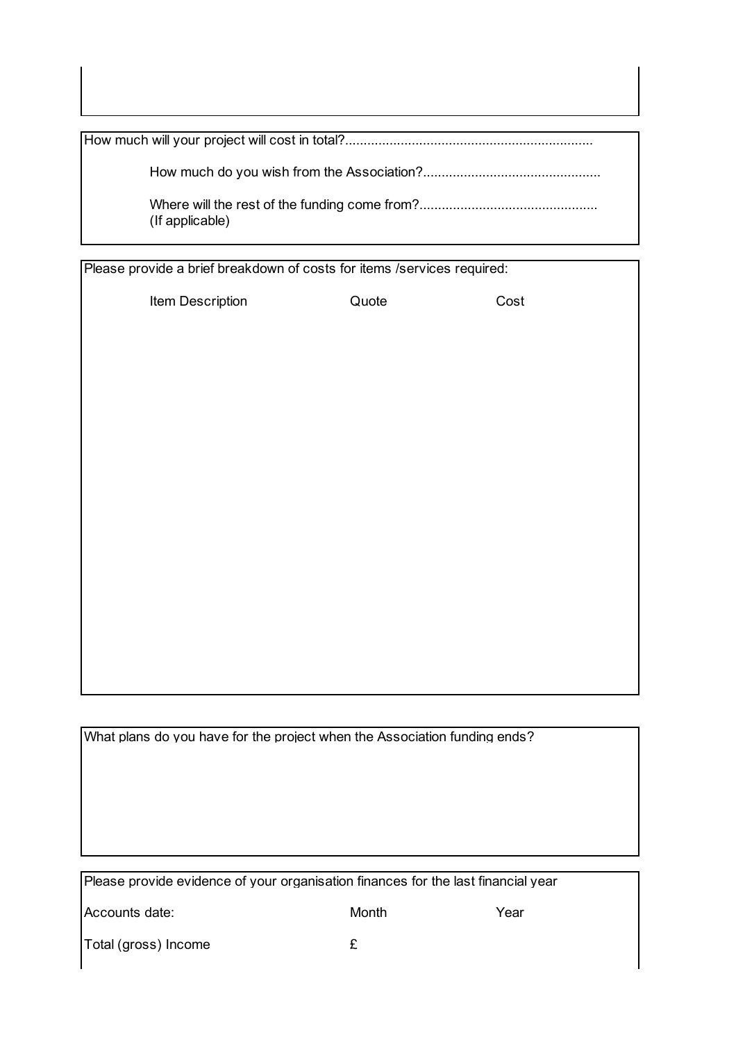How much will your project will cost in total?...................................................................

How much do you wish from the Association?................................................

Where will the rest of the funding come from?................................................
(If applicable)

Please provide a brief breakdown of costs for items /services required:

| Item Description | Quote | Cost |
|---|---|---|
| | | |

What plans do you have for the project when the Association funding ends?

Please provide evidence of your organisation finances for the last financial year

| | | |
|---|---|---|
| Accounts date: | Month | Year |
| Total (gross) Income | £ | |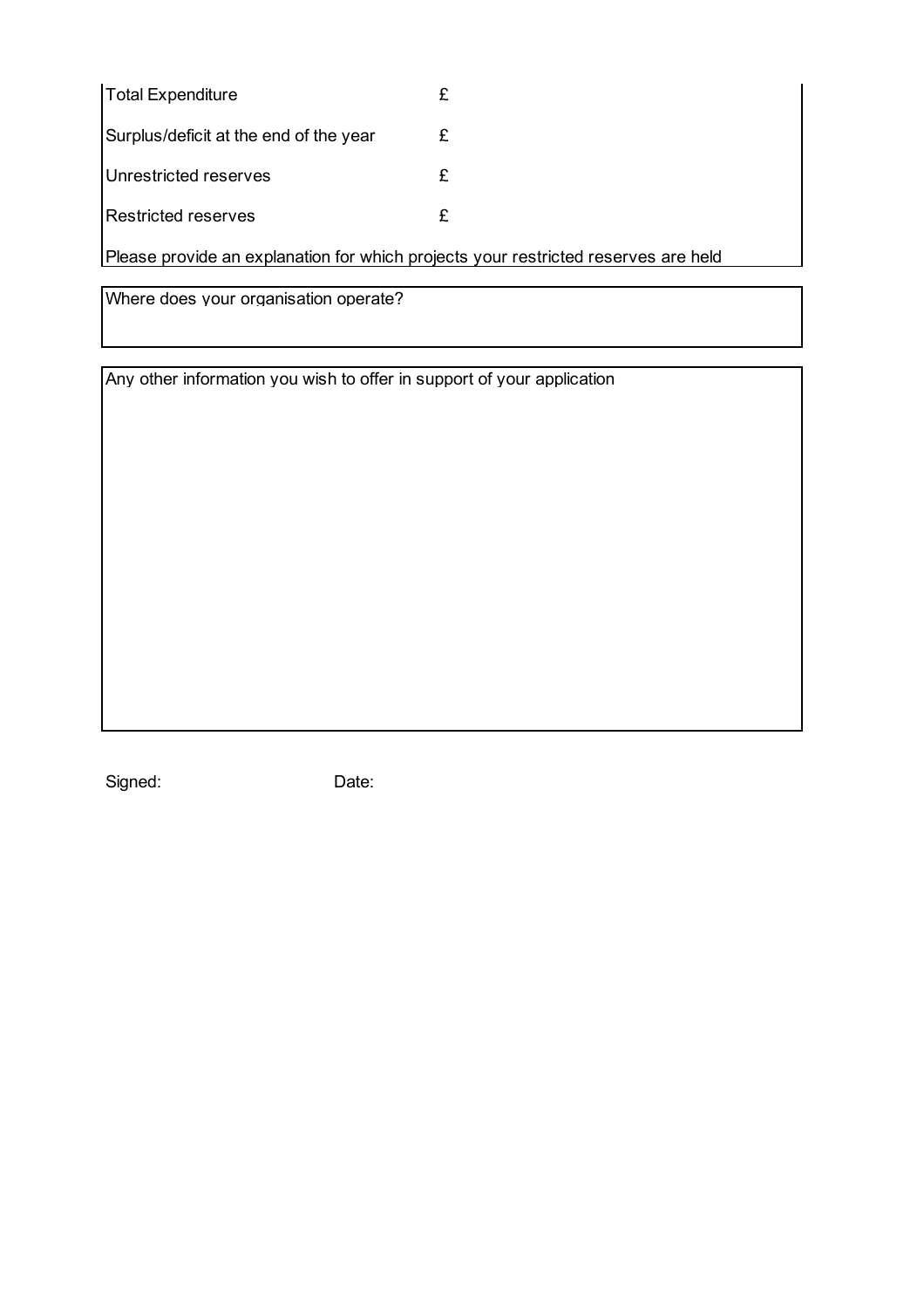| | |
|---|---|
| Total Expenditure | £ |
| Surplus/deficit at the end of the year | £ |
| Unrestricted reserves | £ |
| Restricted reserves | £ |

Please provide an explanation for which projects your restricted reserves are held

Where does your organisation operate?

Any other information you wish to offer in support of your application

Signed: Date: